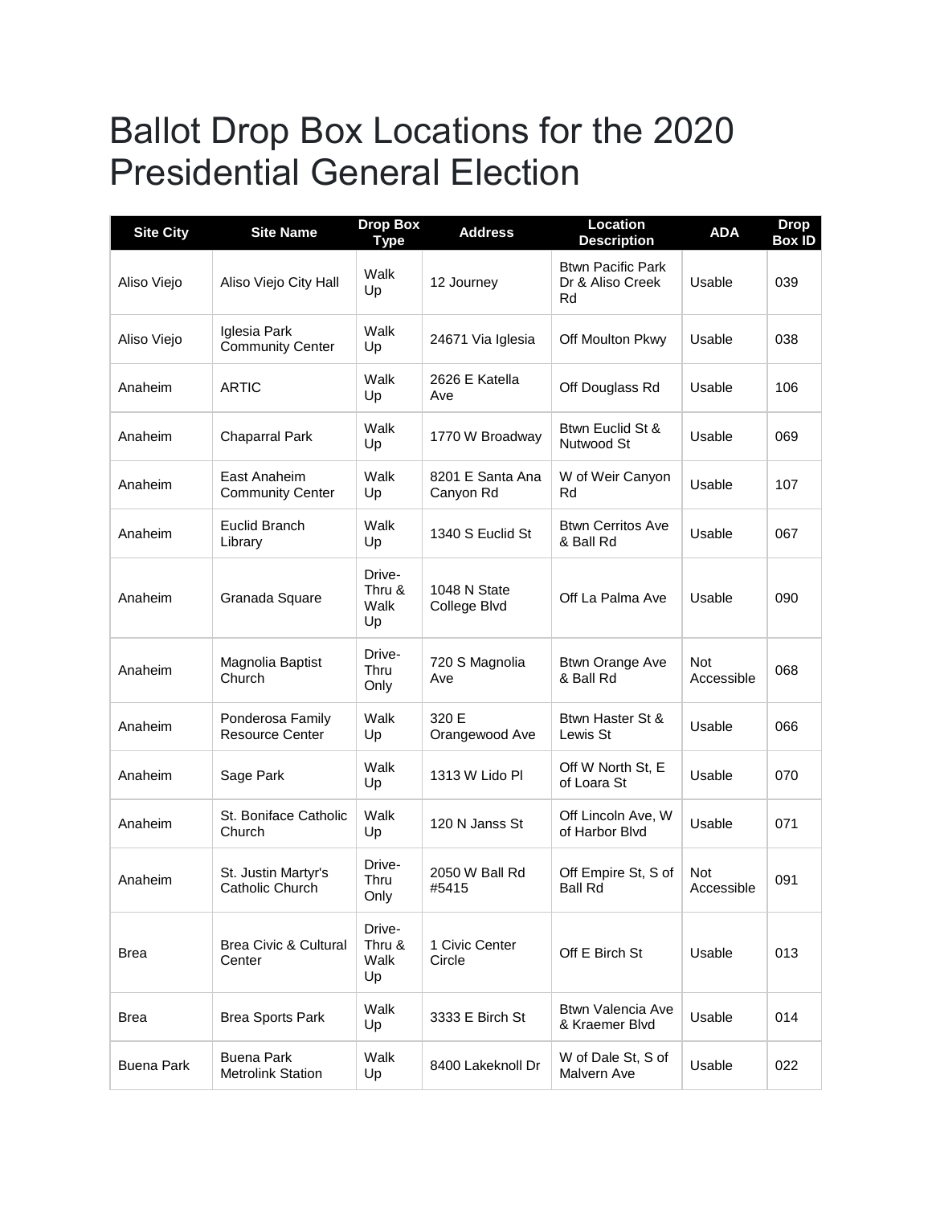# Ballot Drop Box Locations for the 2020 Presidential General Election

| Site City | Site Name | Drop Box Type | Address | Location Description | ADA | Drop Box ID |
|---|---|---|---|---|---|---|
| Aliso Viejo | Aliso Viejo City Hall | Walk Up | 12 Journey | Btwn Pacific Park Dr & Aliso Creek Rd | Usable | 039 |
| Aliso Viejo | Iglesia Park Community Center | Walk Up | 24671 Via Iglesia | Off Moulton Pkwy | Usable | 038 |
| Anaheim | ARTIC | Walk Up | 2626 E Katella Ave | Off Douglass Rd | Usable | 106 |
| Anaheim | Chaparral Park | Walk Up | 1770 W Broadway | Btwn Euclid St & Nutwood St | Usable | 069 |
| Anaheim | East Anaheim Community Center | Walk Up | 8201 E Santa Ana Canyon Rd | W of Weir Canyon Rd | Usable | 107 |
| Anaheim | Euclid Branch Library | Walk Up | 1340 S Euclid St | Btwn Cerritos Ave & Ball Rd | Usable | 067 |
| Anaheim | Granada Square | Drive-Thru & Walk Up | 1048 N State College Blvd | Off La Palma Ave | Usable | 090 |
| Anaheim | Magnolia Baptist Church | Drive-Thru Only | 720 S Magnolia Ave | Btwn Orange Ave & Ball Rd | Not Accessible | 068 |
| Anaheim | Ponderosa Family Resource Center | Walk Up | 320 E Orangewood Ave | Btwn Haster St & Lewis St | Usable | 066 |
| Anaheim | Sage Park | Walk Up | 1313 W Lido Pl | Off W North St, E of Loara St | Usable | 070 |
| Anaheim | St. Boniface Catholic Church | Walk Up | 120 N Janss St | Off Lincoln Ave, W of Harbor Blvd | Usable | 071 |
| Anaheim | St. Justin Martyr's Catholic Church | Drive-Thru Only | 2050 W Ball Rd #5415 | Off Empire St, S of Ball Rd | Not Accessible | 091 |
| Brea | Brea Civic & Cultural Center | Drive-Thru & Walk Up | 1 Civic Center Circle | Off E Birch St | Usable | 013 |
| Brea | Brea Sports Park | Walk Up | 3333 E Birch St | Btwn Valencia Ave & Kraemer Blvd | Usable | 014 |
| Buena Park | Buena Park Metrolink Station | Walk Up | 8400 Lakeknoll Dr | W of Dale St, S of Malvern Ave | Usable | 022 |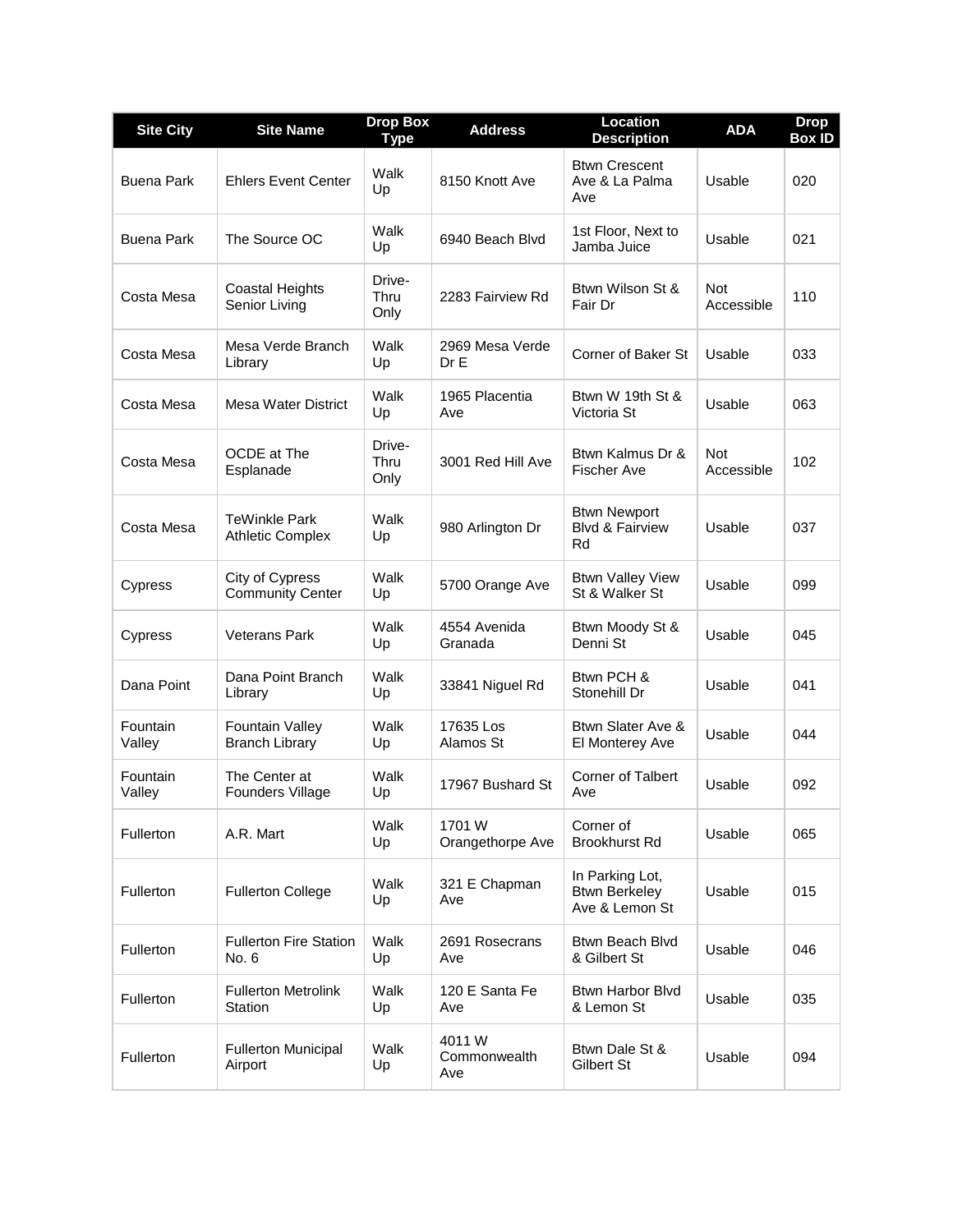| Site City | Site Name | Drop Box Type | Address | Location Description | ADA | Drop Box ID |
|---|---|---|---|---|---|---|
| Buena Park | Ehlers Event Center | Walk Up | 8150 Knott Ave | Btwn Crescent Ave & La Palma Ave | Usable | 020 |
| Buena Park | The Source OC | Walk Up | 6940 Beach Blvd | 1st Floor, Next to Jamba Juice | Usable | 021 |
| Costa Mesa | Coastal Heights Senior Living | Drive-Thru Only | 2283 Fairview Rd | Btwn Wilson St & Fair Dr | Not Accessible | 110 |
| Costa Mesa | Mesa Verde Branch Library | Walk Up | 2969 Mesa Verde Dr E | Corner of Baker St | Usable | 033 |
| Costa Mesa | Mesa Water District | Walk Up | 1965 Placentia Ave | Btwn W 19th St & Victoria St | Usable | 063 |
| Costa Mesa | OCDE at The Esplanade | Drive-Thru Only | 3001 Red Hill Ave | Btwn Kalmus Dr & Fischer Ave | Not Accessible | 102 |
| Costa Mesa | TeWinkle Park Athletic Complex | Walk Up | 980 Arlington Dr | Btwn Newport Blvd & Fairview Rd | Usable | 037 |
| Cypress | City of Cypress Community Center | Walk Up | 5700 Orange Ave | Btwn Valley View St & Walker St | Usable | 099 |
| Cypress | Veterans Park | Walk Up | 4554 Avenida Granada | Btwn Moody St & Denni St | Usable | 045 |
| Dana Point | Dana Point Branch Library | Walk Up | 33841 Niguel Rd | Btwn PCH & Stonehill Dr | Usable | 041 |
| Fountain Valley | Fountain Valley Branch Library | Walk Up | 17635 Los Alamos St | Btwn Slater Ave & El Monterey Ave | Usable | 044 |
| Fountain Valley | The Center at Founders Village | Walk Up | 17967 Bushard St | Corner of Talbert Ave | Usable | 092 |
| Fullerton | A.R. Mart | Walk Up | 1701 W Orangethorpe Ave | Corner of Brookhurst Rd | Usable | 065 |
| Fullerton | Fullerton College | Walk Up | 321 E Chapman Ave | In Parking Lot, Btwn Berkeley Ave & Lemon St | Usable | 015 |
| Fullerton | Fullerton Fire Station No. 6 | Walk Up | 2691 Rosecrans Ave | Btwn Beach Blvd & Gilbert St | Usable | 046 |
| Fullerton | Fullerton Metrolink Station | Walk Up | 120 E Santa Fe Ave | Btwn Harbor Blvd & Lemon St | Usable | 035 |
| Fullerton | Fullerton Municipal Airport | Walk Up | 4011 W Commonwealth Ave | Btwn Dale St & Gilbert St | Usable | 094 |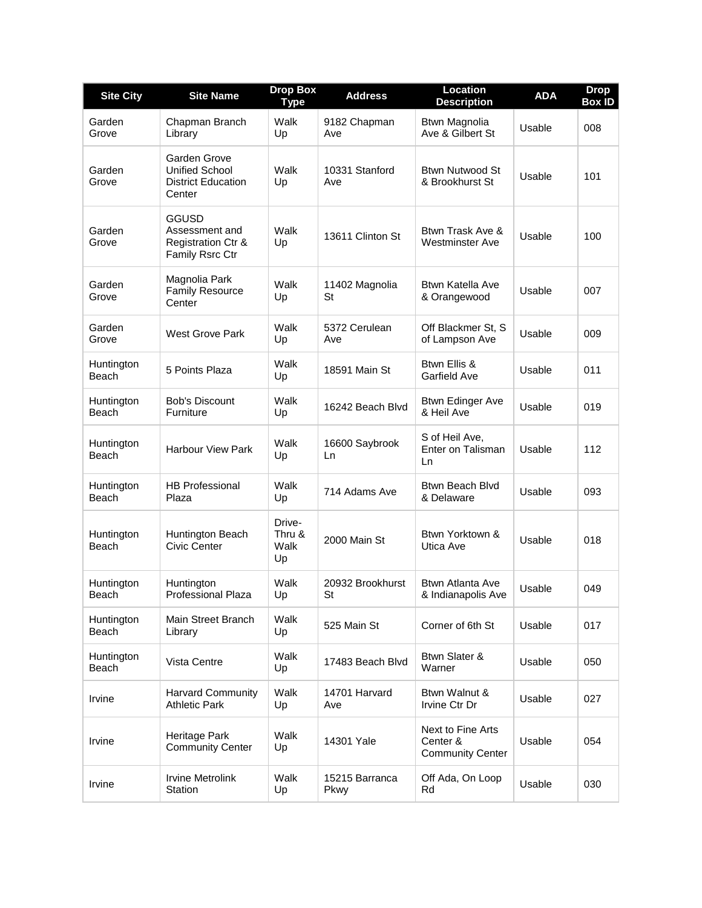| Site City | Site Name | Drop Box Type | Address | Location Description | ADA | Drop Box ID |
|---|---|---|---|---|---|---|
| Garden Grove | Chapman Branch Library | Walk Up | 9182 Chapman Ave | Btwn Magnolia Ave & Gilbert St | Usable | 008 |
| Garden Grove | Garden Grove Unified School District Education Center | Walk Up | 10331 Stanford Ave | Btwn Nutwood St & Brookhurst St | Usable | 101 |
| Garden Grove | GGUSD Assessment and Registration Ctr & Family Rsrc Ctr | Walk Up | 13611 Clinton St | Btwn Trask Ave & Westminster Ave | Usable | 100 |
| Garden Grove | Magnolia Park Family Resource Center | Walk Up | 11402 Magnolia St | Btwn Katella Ave & Orangewood | Usable | 007 |
| Garden Grove | West Grove Park | Walk Up | 5372 Cerulean Ave | Off Blackmer St, S of Lampson Ave | Usable | 009 |
| Huntington Beach | 5 Points Plaza | Walk Up | 18591 Main St | Btwn Ellis & Garfield Ave | Usable | 011 |
| Huntington Beach | Bob's Discount Furniture | Walk Up | 16242 Beach Blvd | Btwn Edinger Ave & Heil Ave | Usable | 019 |
| Huntington Beach | Harbour View Park | Walk Up | 16600 Saybrook Ln | S of Heil Ave, Enter on Talisman Ln | Usable | 112 |
| Huntington Beach | HB Professional Plaza | Walk Up | 714 Adams Ave | Btwn Beach Blvd & Delaware | Usable | 093 |
| Huntington Beach | Huntington Beach Civic Center | Drive-Thru & Walk Up | 2000 Main St | Btwn Yorktown & Utica Ave | Usable | 018 |
| Huntington Beach | Huntington Professional Plaza | Walk Up | 20932 Brookhurst St | Btwn Atlanta Ave & Indianapolis Ave | Usable | 049 |
| Huntington Beach | Main Street Branch Library | Walk Up | 525 Main St | Corner of 6th St | Usable | 017 |
| Huntington Beach | Vista Centre | Walk Up | 17483 Beach Blvd | Btwn Slater & Warner | Usable | 050 |
| Irvine | Harvard Community Athletic Park | Walk Up | 14701 Harvard Ave | Btwn Walnut & Irvine Ctr Dr | Usable | 027 |
| Irvine | Heritage Park Community Center | Walk Up | 14301 Yale | Next to Fine Arts Center & Community Center | Usable | 054 |
| Irvine | Irvine Metrolink Station | Walk Up | 15215 Barranca Pkwy | Off Ada, On Loop Rd | Usable | 030 |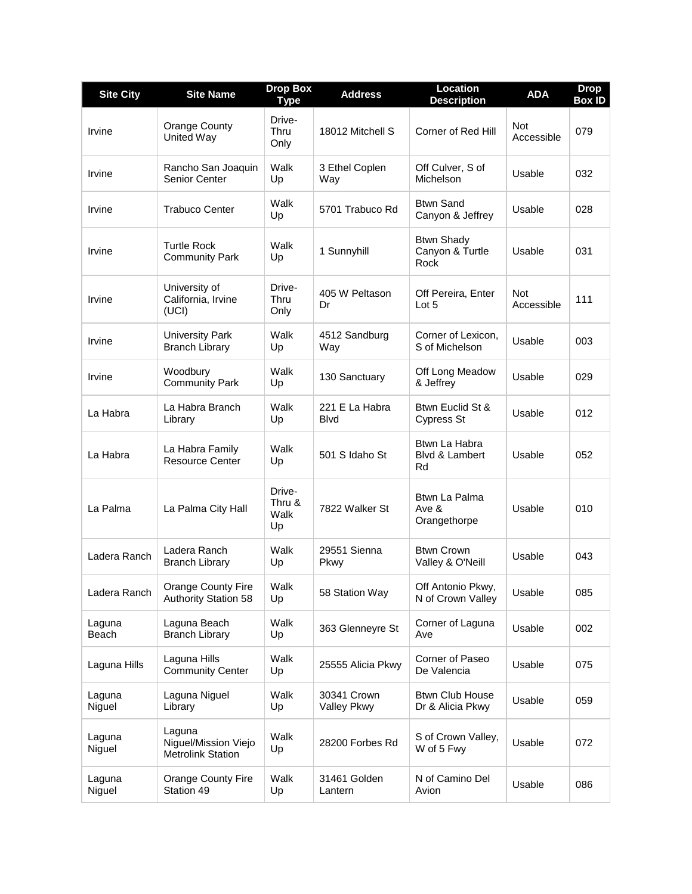| Site City | Site Name | Drop Box Type | Address | Location Description | ADA | Drop Box ID |
|---|---|---|---|---|---|---|
| Irvine | Orange County United Way | Drive-Thru Only | 18012 Mitchell S | Corner of Red Hill | Not Accessible | 079 |
| Irvine | Rancho San Joaquin Senior Center | Walk Up | 3 Ethel Coplen Way | Off Culver, S of Michelson | Usable | 032 |
| Irvine | Trabuco Center | Walk Up | 5701 Trabuco Rd | Btwn Sand Canyon & Jeffrey | Usable | 028 |
| Irvine | Turtle Rock Community Park | Walk Up | 1 Sunnyhill | Btwn Shady Canyon & Turtle Rock | Usable | 031 |
| Irvine | University of California, Irvine (UCI) | Drive-Thru Only | 405 W Peltason Dr | Off Pereira, Enter Lot 5 | Not Accessible | 111 |
| Irvine | University Park Branch Library | Walk Up | 4512 Sandburg Way | Corner of Lexicon, S of Michelson | Usable | 003 |
| Irvine | Woodbury Community Park | Walk Up | 130 Sanctuary | Off Long Meadow & Jeffrey | Usable | 029 |
| La Habra | La Habra Branch Library | Walk Up | 221 E La Habra Blvd | Btwn Euclid St & Cypress St | Usable | 012 |
| La Habra | La Habra Family Resource Center | Walk Up | 501 S Idaho St | Btwn La Habra Blvd & Lambert Rd | Usable | 052 |
| La Palma | La Palma City Hall | Drive-Thru & Walk Up | 7822 Walker St | Btwn La Palma Ave & Orangethorpe | Usable | 010 |
| Ladera Ranch | Ladera Ranch Branch Library | Walk Up | 29551 Sienna Pkwy | Btwn Crown Valley & O'Neill | Usable | 043 |
| Ladera Ranch | Orange County Fire Authority Station 58 | Walk Up | 58 Station Way | Off Antonio Pkwy, N of Crown Valley | Usable | 085 |
| Laguna Beach | Laguna Beach Branch Library | Walk Up | 363 Glenneyre St | Corner of Laguna Ave | Usable | 002 |
| Laguna Hills | Laguna Hills Community Center | Walk Up | 25555 Alicia Pkwy | Corner of Paseo De Valencia | Usable | 075 |
| Laguna Niguel | Laguna Niguel Library | Walk Up | 30341 Crown Valley Pkwy | Btwn Club House Dr & Alicia Pkwy | Usable | 059 |
| Laguna Niguel | Laguna Niguel/Mission Viejo Metrolink Station | Walk Up | 28200 Forbes Rd | S of Crown Valley, W of 5 Fwy | Usable | 072 |
| Laguna Niguel | Orange County Fire Station 49 | Walk Up | 31461 Golden Lantern | N of Camino Del Avion | Usable | 086 |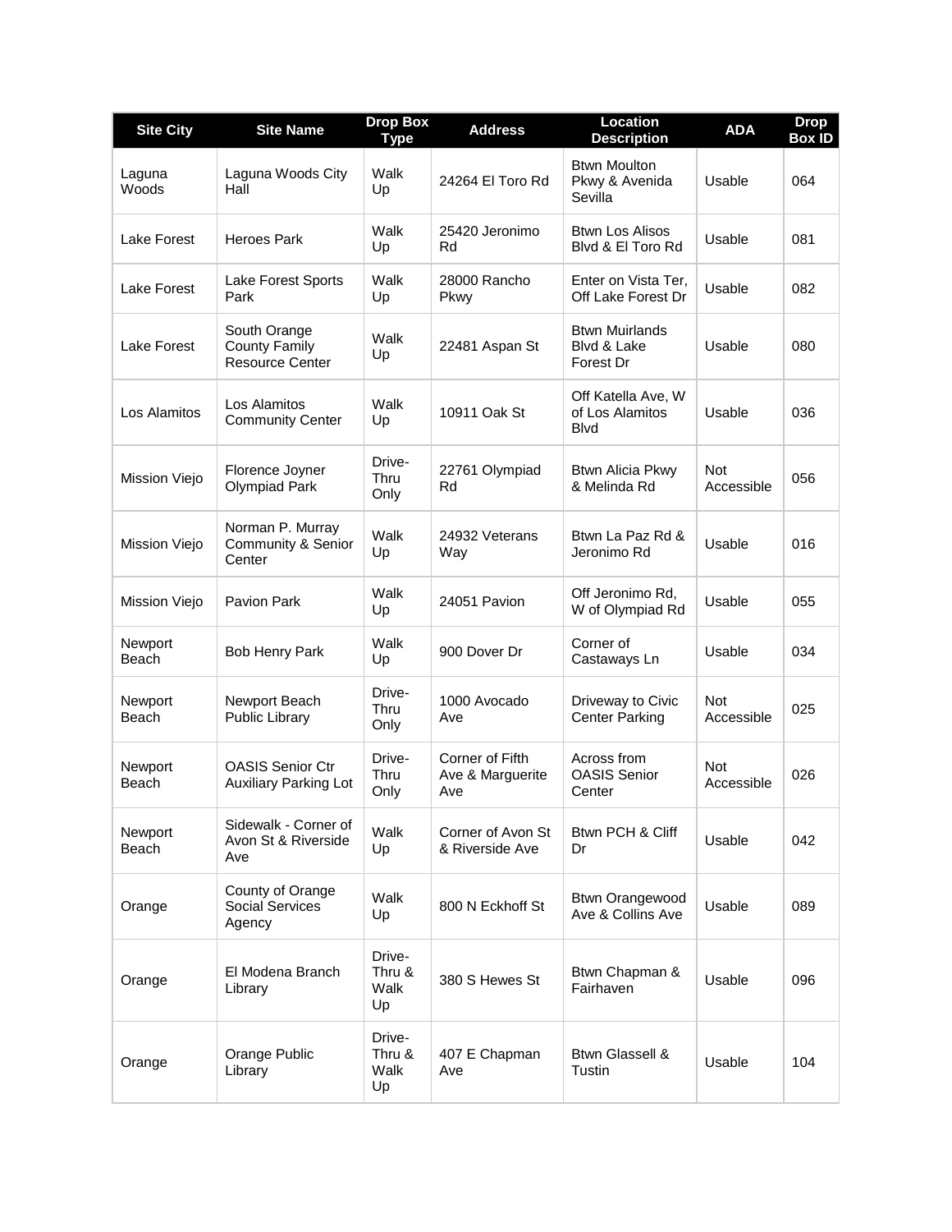| Site City | Site Name | Drop Box Type | Address | Location Description | ADA | Drop Box ID |
| --- | --- | --- | --- | --- | --- | --- |
| Laguna Woods | Laguna Woods City Hall | Walk Up | 24264 El Toro Rd | Btwn Moulton Pkwy & Avenida Sevilla | Usable | 064 |
| Lake Forest | Heroes Park | Walk Up | 25420 Jeronimo Rd | Btwn Los Alisos Blvd & El Toro Rd | Usable | 081 |
| Lake Forest | Lake Forest Sports Park | Walk Up | 28000 Rancho Pkwy | Enter on Vista Ter, Off Lake Forest Dr | Usable | 082 |
| Lake Forest | South Orange County Family Resource Center | Walk Up | 22481 Aspan St | Btwn Muirlands Blvd & Lake Forest Dr | Usable | 080 |
| Los Alamitos | Los Alamitos Community Center | Walk Up | 10911 Oak St | Off Katella Ave, W of Los Alamitos Blvd | Usable | 036 |
| Mission Viejo | Florence Joyner Olympiad Park | Drive-Thru Only | 22761 Olympiad Rd | Btwn Alicia Pkwy & Melinda Rd | Not Accessible | 056 |
| Mission Viejo | Norman P. Murray Community & Senior Center | Walk Up | 24932 Veterans Way | Btwn La Paz Rd & Jeronimo Rd | Usable | 016 |
| Mission Viejo | Pavion Park | Walk Up | 24051 Pavion | Off Jeronimo Rd, W of Olympiad Rd | Usable | 055 |
| Newport Beach | Bob Henry Park | Walk Up | 900 Dover Dr | Corner of Castaways Ln | Usable | 034 |
| Newport Beach | Newport Beach Public Library | Drive-Thru Only | 1000 Avocado Ave | Driveway to Civic Center Parking | Not Accessible | 025 |
| Newport Beach | OASIS Senior Ctr Auxiliary Parking Lot | Drive-Thru Only | Corner of Fifth Ave & Marguerite Ave | Across from OASIS Senior Center | Not Accessible | 026 |
| Newport Beach | Sidewalk - Corner of Avon St & Riverside Ave | Walk Up | Corner of Avon St & Riverside Ave | Btwn PCH & Cliff Dr | Usable | 042 |
| Orange | County of Orange Social Services Agency | Walk Up | 800 N Eckhoff St | Btwn Orangewood Ave & Collins Ave | Usable | 089 |
| Orange | El Modena Branch Library | Drive-Thru & Walk Up | 380 S Hewes St | Btwn Chapman & Fairhaven | Usable | 096 |
| Orange | Orange Public Library | Drive-Thru & Walk Up | 407 E Chapman Ave | Btwn Glassell & Tustin | Usable | 104 |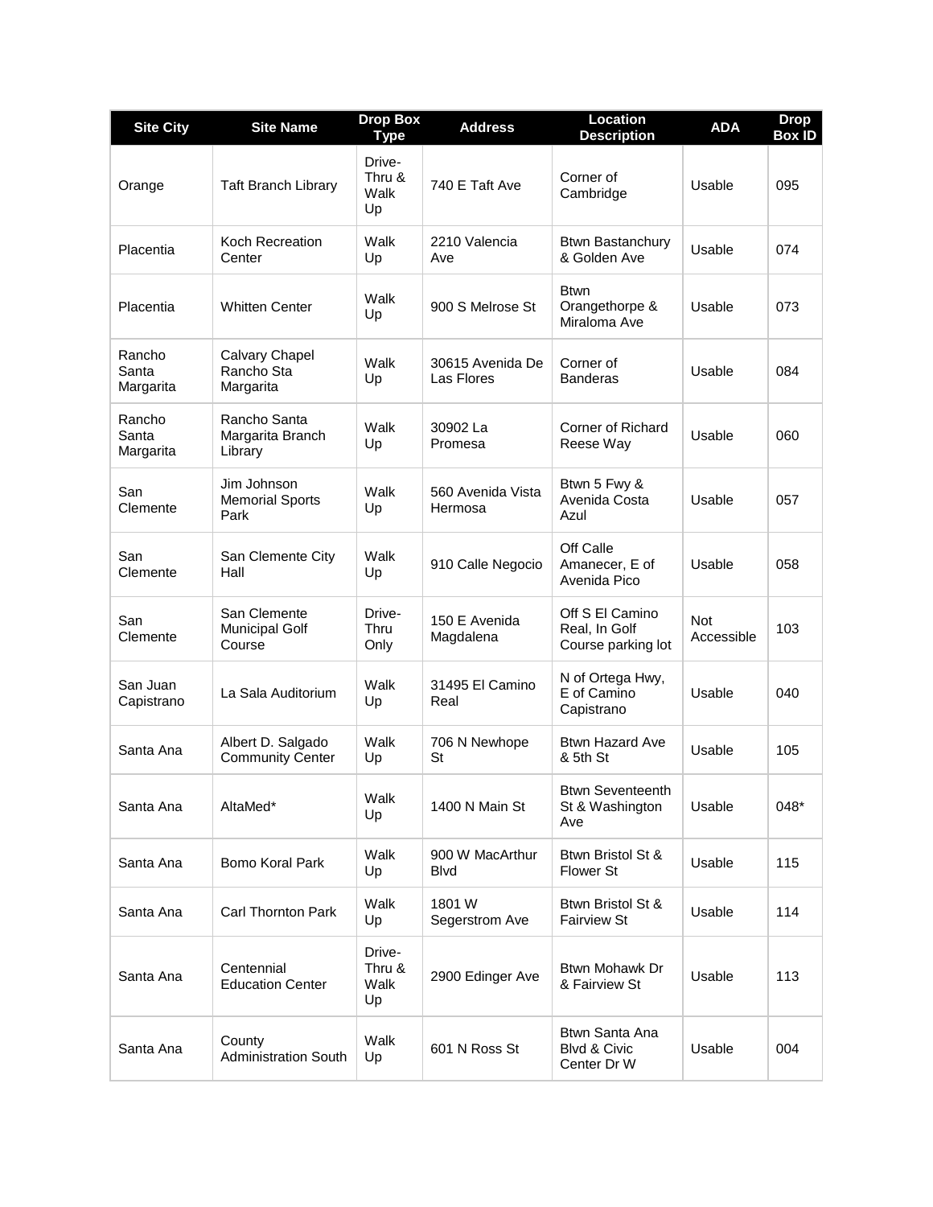| Site City | Site Name | Drop Box Type | Address | Location Description | ADA | Drop Box ID |
|---|---|---|---|---|---|---|
| Orange | Taft Branch Library | Drive-Thru & Walk Up | 740 E Taft Ave | Corner of Cambridge | Usable | 095 |
| Placentia | Koch Recreation Center | Walk Up | 2210 Valencia Ave | Btwn Bastanchury & Golden Ave | Usable | 074 |
| Placentia | Whitten Center | Walk Up | 900 S Melrose St | Btwn Orangethorpe & Miraloma Ave | Usable | 073 |
| Rancho Santa Margarita | Calvary Chapel Rancho Sta Margarita | Walk Up | 30615 Avenida De Las Flores | Corner of Banderas | Usable | 084 |
| Rancho Santa Margarita | Rancho Santa Margarita Branch Library | Walk Up | 30902 La Promesa | Corner of Richard Reese Way | Usable | 060 |
| San Clemente | Jim Johnson Memorial Sports Park | Walk Up | 560 Avenida Vista Hermosa | Btwn 5 Fwy & Avenida Costa Azul | Usable | 057 |
| San Clemente | San Clemente City Hall | Walk Up | 910 Calle Negocio | Off Calle Amanecer, E of Avenida Pico | Usable | 058 |
| San Clemente | San Clemente Municipal Golf Course | Drive-Thru Only | 150 E Avenida Magdalena | Off S El Camino Real, In Golf Course parking lot | Not Accessible | 103 |
| San Juan Capistrano | La Sala Auditorium | Walk Up | 31495 El Camino Real | N of Ortega Hwy, E of Camino Capistrano | Usable | 040 |
| Santa Ana | Albert D. Salgado Community Center | Walk Up | 706 N Newhope St | Btwn Hazard Ave & 5th St | Usable | 105 |
| Santa Ana | AltaMed* | Walk Up | 1400 N Main St | Btwn Seventeenth St & Washington Ave | Usable | 048* |
| Santa Ana | Bomo Koral Park | Walk Up | 900 W MacArthur Blvd | Btwn Bristol St & Flower St | Usable | 115 |
| Santa Ana | Carl Thornton Park | Walk Up | 1801 W Segerstrom Ave | Btwn Bristol St & Fairview St | Usable | 114 |
| Santa Ana | Centennial Education Center | Drive-Thru & Walk Up | 2900 Edinger Ave | Btwn Mohawk Dr & Fairview St | Usable | 113 |
| Santa Ana | County Administration South | Walk Up | 601 N Ross St | Btwn Santa Ana Blvd & Civic Center Dr W | Usable | 004 |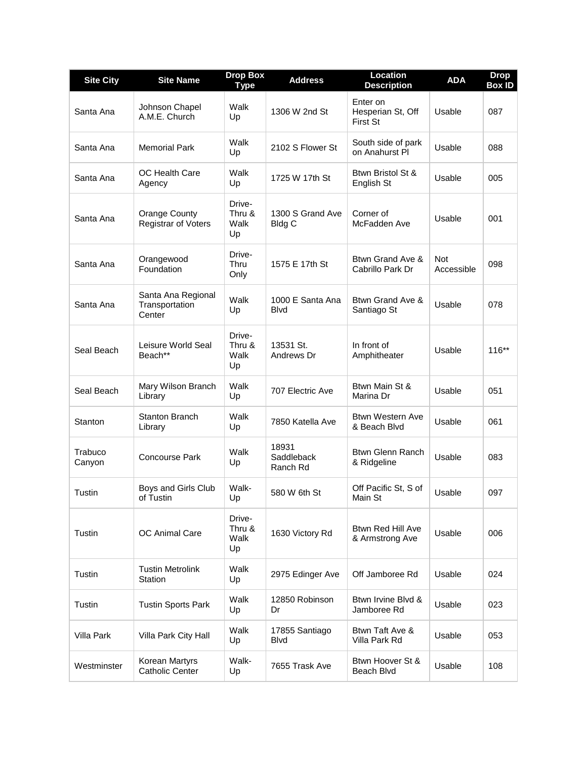| Site City | Site Name | Drop Box Type | Address | Location Description | ADA | Drop Box ID |
|---|---|---|---|---|---|---|
| Santa Ana | Johnson Chapel A.M.E. Church | Walk Up | 1306 W 2nd St | Enter on Hesperian St, Off First St | Usable | 087 |
| Santa Ana | Memorial Park | Walk Up | 2102 S Flower St | South side of park on Anahurst Pl | Usable | 088 |
| Santa Ana | OC Health Care Agency | Walk Up | 1725 W 17th St | Btwn Bristol St & English St | Usable | 005 |
| Santa Ana | Orange County Registrar of Voters | Drive-Thru & Walk Up | 1300 S Grand Ave Bldg C | Corner of McFadden Ave | Usable | 001 |
| Santa Ana | Orangewood Foundation | Drive-Thru Only | 1575 E 17th St | Btwn Grand Ave & Cabrillo Park Dr | Not Accessible | 098 |
| Santa Ana | Santa Ana Regional Transportation Center | Walk Up | 1000 E Santa Ana Blvd | Btwn Grand Ave & Santiago St | Usable | 078 |
| Seal Beach | Leisure World Seal Beach** | Drive-Thru & Walk Up | 13531 St. Andrews Dr | In front of Amphitheater | Usable | 116** |
| Seal Beach | Mary Wilson Branch Library | Walk Up | 707 Electric Ave | Btwn Main St & Marina Dr | Usable | 051 |
| Stanton | Stanton Branch Library | Walk Up | 7850 Katella Ave | Btwn Western Ave & Beach Blvd | Usable | 061 |
| Trabuco Canyon | Concourse Park | Walk Up | 18931 Saddleback Ranch Rd | Btwn Glenn Ranch & Ridgeline | Usable | 083 |
| Tustin | Boys and Girls Club of Tustin | Walk-Up | 580 W 6th St | Off Pacific St, S of Main St | Usable | 097 |
| Tustin | OC Animal Care | Drive-Thru & Walk Up | 1630 Victory Rd | Btwn Red Hill Ave & Armstrong Ave | Usable | 006 |
| Tustin | Tustin Metrolink Station | Walk Up | 2975 Edinger Ave | Off Jamboree Rd | Usable | 024 |
| Tustin | Tustin Sports Park | Walk Up | 12850 Robinson Dr | Btwn Irvine Blvd & Jamboree Rd | Usable | 023 |
| Villa Park | Villa Park City Hall | Walk Up | 17855 Santiago Blvd | Btwn Taft Ave & Villa Park Rd | Usable | 053 |
| Westminster | Korean Martyrs Catholic Center | Walk-Up | 7655 Trask Ave | Btwn Hoover St & Beach Blvd | Usable | 108 |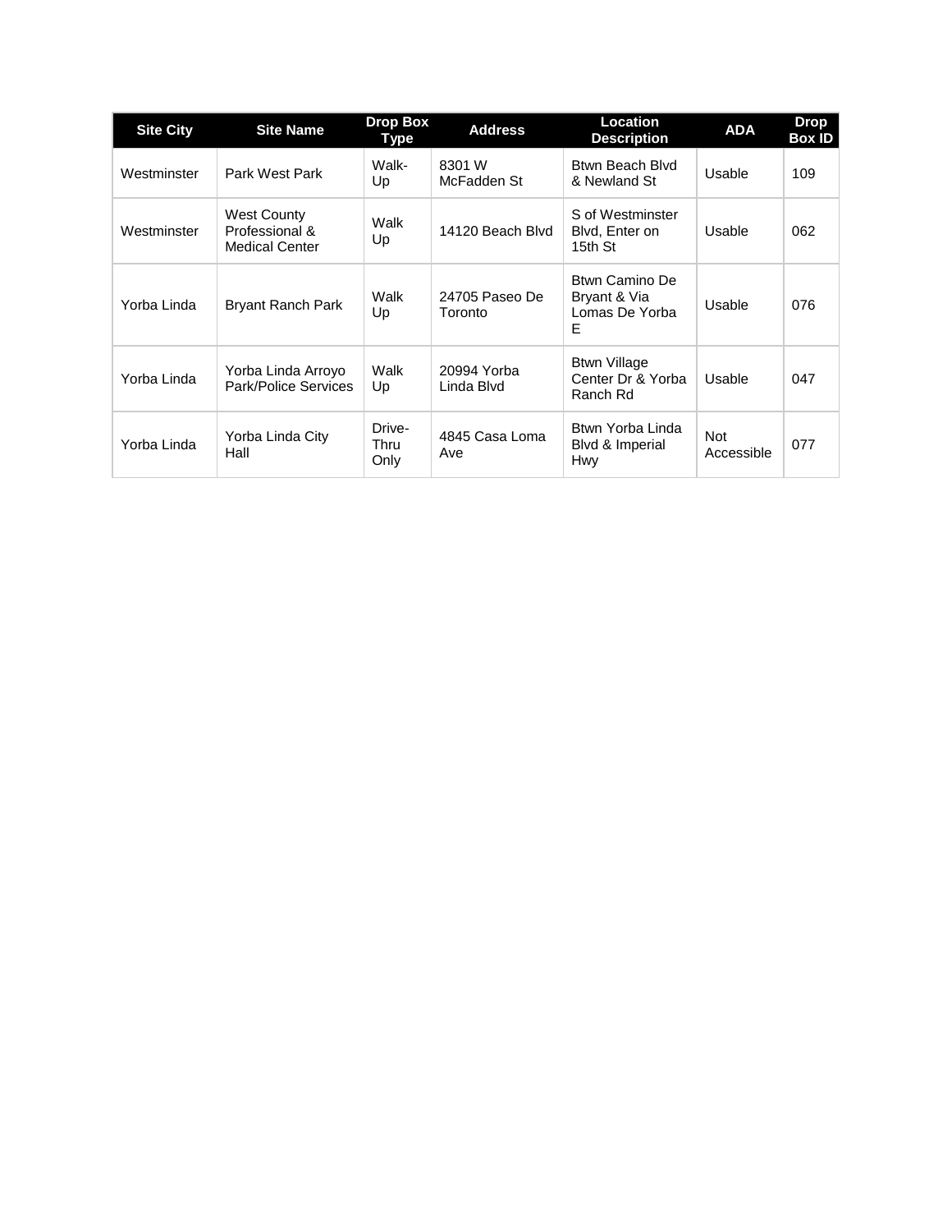| Site City | Site Name | Drop Box Type | Address | Location Description | ADA | Drop Box ID |
|---|---|---|---|---|---|---|
| Westminster | Park West Park | Walk-Up | 8301 W McFadden St | Btwn Beach Blvd & Newland St | Usable | 109 |
| Westminster | West County Professional & Medical Center | Walk Up | 14120 Beach Blvd | S of Westminster Blvd, Enter on 15th St | Usable | 062 |
| Yorba Linda | Bryant Ranch Park | Walk Up | 24705 Paseo De Toronto | Btwn Camino De Bryant & Via Lomas De Yorba E | Usable | 076 |
| Yorba Linda | Yorba Linda Arroyo Park/Police Services | Walk Up | 20994 Yorba Linda Blvd | Btwn Village Center Dr & Yorba Ranch Rd | Usable | 047 |
| Yorba Linda | Yorba Linda City Hall | Drive-Thru Only | 4845 Casa Loma Ave | Btwn Yorba Linda Blvd & Imperial Hwy | Not Accessible | 077 |